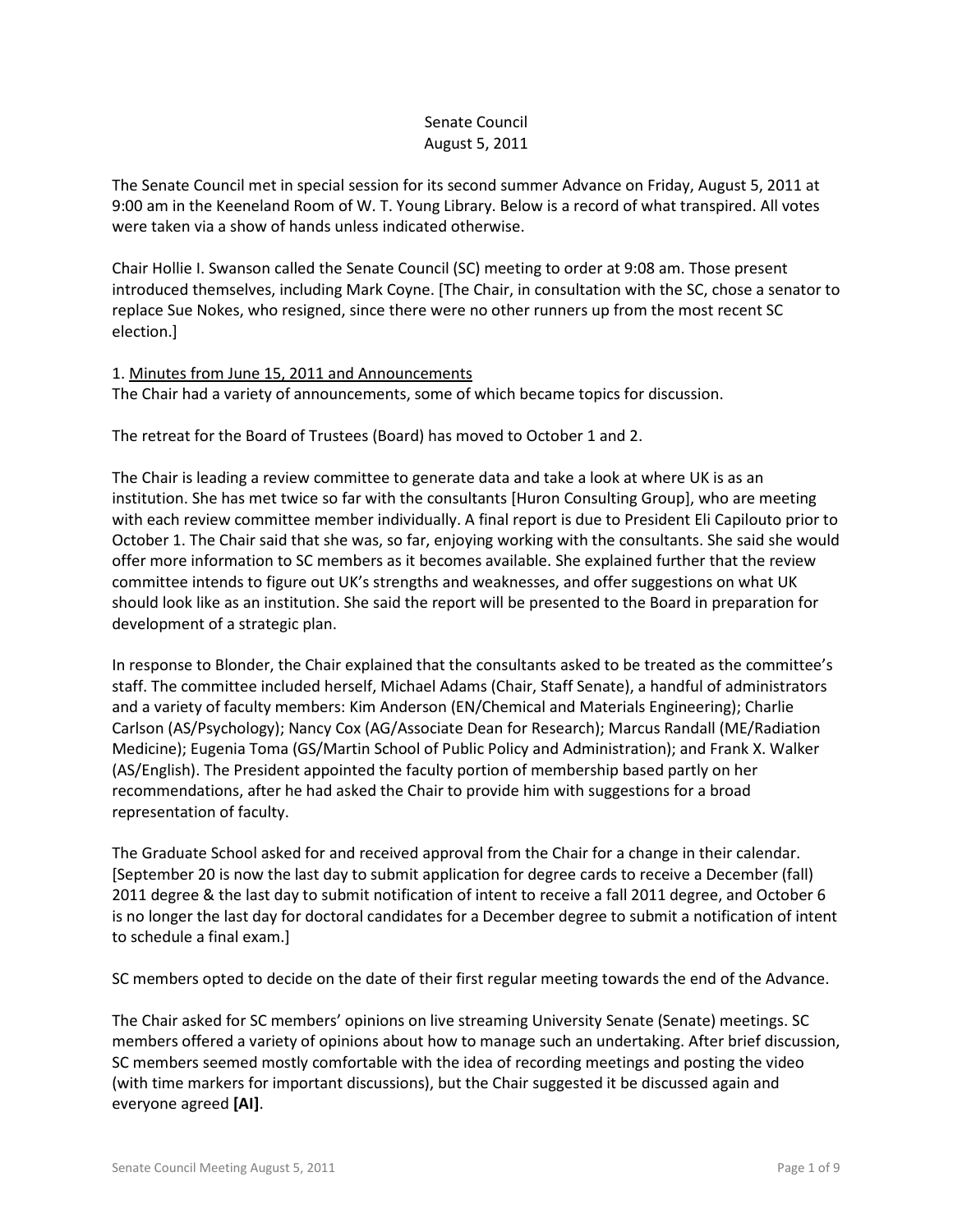Senate Council
August 5, 2011

The Senate Council met in special session for its second summer Advance on Friday, August 5, 2011 at 9:00 am in the Keeneland Room of W. T. Young Library. Below is a record of what transpired. All votes were taken via a show of hands unless indicated otherwise.

Chair Hollie I. Swanson called the Senate Council (SC) meeting to order at 9:08 am. Those present introduced themselves, including Mark Coyne. [The Chair, in consultation with the SC, chose a senator to replace Sue Nokes, who resigned, since there were no other runners up from the most recent SC election.]

1. <u>Minutes from June 15, 2011 and Announcements</u>
The Chair had a variety of announcements, some of which became topics for discussion.

The retreat for the Board of Trustees (Board) has moved to October 1 and 2.

The Chair is leading a review committee to generate data and take a look at where UK is as an institution. She has met twice so far with the consultants [Huron Consulting Group], who are meeting with each review committee member individually. A final report is due to President Eli Capilouto prior to October 1. The Chair said that she was, so far, enjoying working with the consultants. She said she would offer more information to SC members as it becomes available. She explained further that the review committee intends to figure out UK's strengths and weaknesses, and offer suggestions on what UK should look like as an institution. She said the report will be presented to the Board in preparation for development of a strategic plan.

In response to Blonder, the Chair explained that the consultants asked to be treated as the committee's staff. The committee included herself, Michael Adams (Chair, Staff Senate), a handful of administrators and a variety of faculty members: Kim Anderson (EN/Chemical and Materials Engineering); Charlie Carlson (AS/Psychology); Nancy Cox (AG/Associate Dean for Research); Marcus Randall (ME/Radiation Medicine); Eugenia Toma (GS/Martin School of Public Policy and Administration); and Frank X. Walker (AS/English). The President appointed the faculty portion of membership based partly on her recommendations, after he had asked the Chair to provide him with suggestions for a broad representation of faculty.

The Graduate School asked for and received approval from the Chair for a change in their calendar. [September 20 is now the last day to submit application for degree cards to receive a December (fall) 2011 degree & the last day to submit notification of intent to receive a fall 2011 degree, and October 6 is no longer the last day for doctoral candidates for a December degree to submit a notification of intent to schedule a final exam.]

SC members opted to decide on the date of their first regular meeting towards the end of the Advance.

The Chair asked for SC members' opinions on live streaming University Senate (Senate) meetings. SC members offered a variety of opinions about how to manage such an undertaking. After brief discussion, SC members seemed mostly comfortable with the idea of recording meetings and posting the video (with time markers for important discussions), but the Chair suggested it be discussed again and everyone agreed **[AI]**.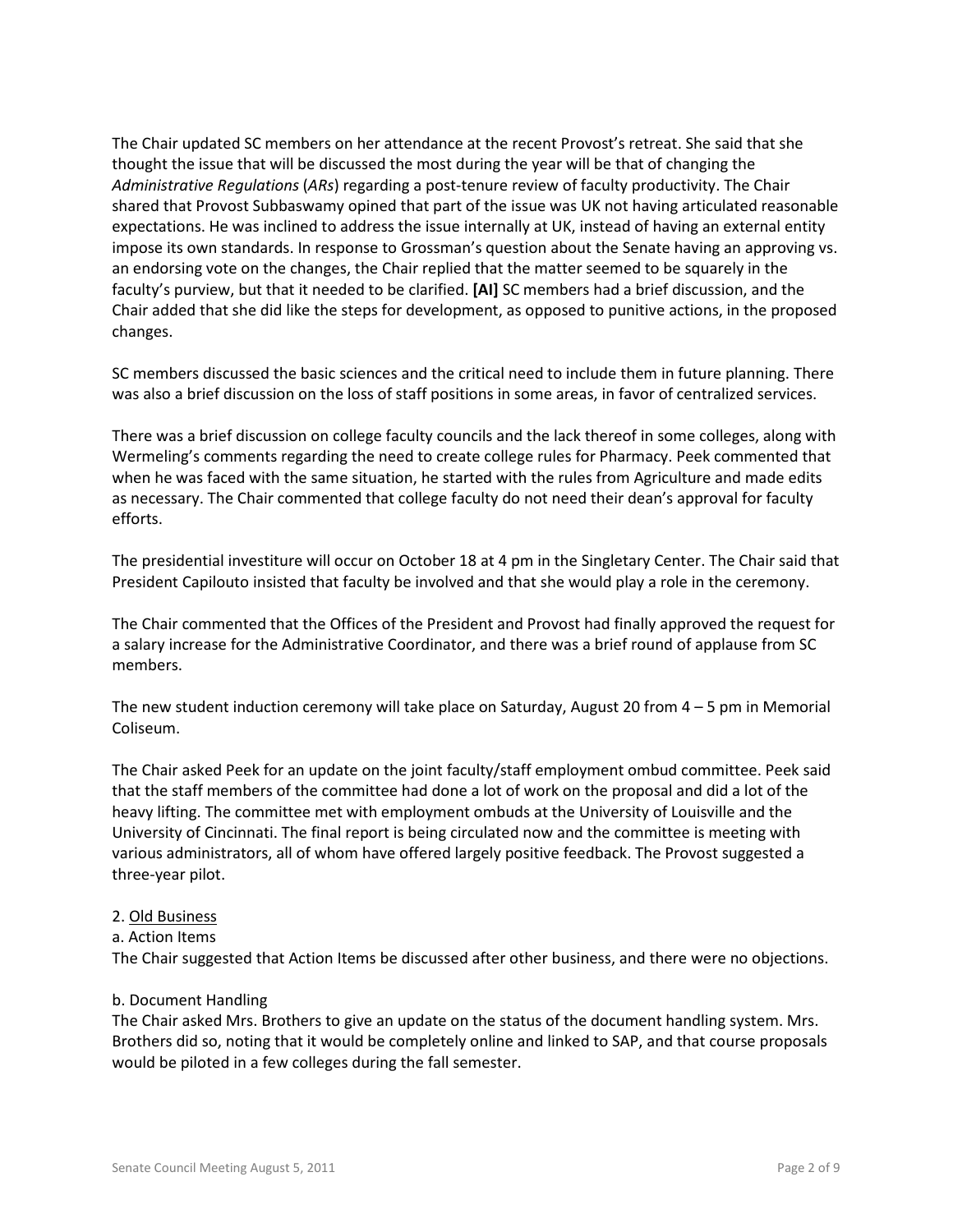The Chair updated SC members on her attendance at the recent Provost's retreat. She said that she thought the issue that will be discussed the most during the year will be that of changing the *Administrative Regulations* (*ARs*) regarding a post-tenure review of faculty productivity. The Chair shared that Provost Subbaswamy opined that part of the issue was UK not having articulated reasonable expectations. He was inclined to address the issue internally at UK, instead of having an external entity impose its own standards. In response to Grossman's question about the Senate having an approving vs. an endorsing vote on the changes, the Chair replied that the matter seemed to be squarely in the faculty's purview, but that it needed to be clarified. **[AI]** SC members had a brief discussion, and the Chair added that she did like the steps for development, as opposed to punitive actions, in the proposed changes.

SC members discussed the basic sciences and the critical need to include them in future planning. There was also a brief discussion on the loss of staff positions in some areas, in favor of centralized services.

There was a brief discussion on college faculty councils and the lack thereof in some colleges, along with Wermeling's comments regarding the need to create college rules for Pharmacy. Peek commented that when he was faced with the same situation, he started with the rules from Agriculture and made edits as necessary. The Chair commented that college faculty do not need their dean's approval for faculty efforts.

The presidential investiture will occur on October 18 at 4 pm in the Singletary Center. The Chair said that President Capilouto insisted that faculty be involved and that she would play a role in the ceremony.

The Chair commented that the Offices of the President and Provost had finally approved the request for a salary increase for the Administrative Coordinator, and there was a brief round of applause from SC members.

The new student induction ceremony will take place on Saturday, August 20 from 4 – 5 pm in Memorial Coliseum.

The Chair asked Peek for an update on the joint faculty/staff employment ombud committee. Peek said that the staff members of the committee had done a lot of work on the proposal and did a lot of the heavy lifting. The committee met with employment ombuds at the University of Louisville and the University of Cincinnati. The final report is being circulated now and the committee is meeting with various administrators, all of whom have offered largely positive feedback. The Provost suggested a three-year pilot.

2. Old Business

a. Action Items

The Chair suggested that Action Items be discussed after other business, and there were no objections.

b. Document Handling

The Chair asked Mrs. Brothers to give an update on the status of the document handling system. Mrs. Brothers did so, noting that it would be completely online and linked to SAP, and that course proposals would be piloted in a few colleges during the fall semester.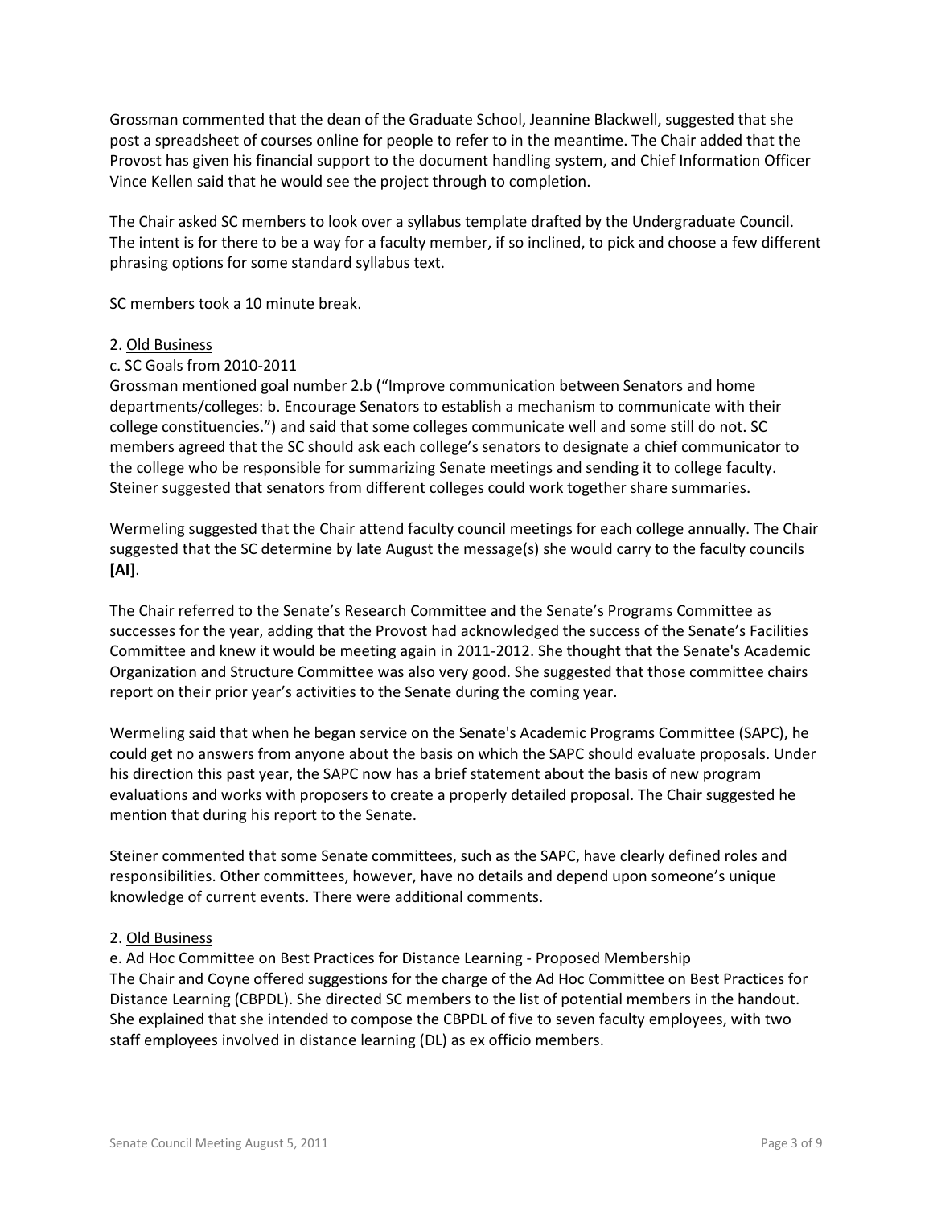Grossman commented that the dean of the Graduate School, Jeannine Blackwell, suggested that she post a spreadsheet of courses online for people to refer to in the meantime. The Chair added that the Provost has given his financial support to the document handling system, and Chief Information Officer Vince Kellen said that he would see the project through to completion.

The Chair asked SC members to look over a syllabus template drafted by the Undergraduate Council. The intent is for there to be a way for a faculty member, if so inclined, to pick and choose a few different phrasing options for some standard syllabus text.

SC members took a 10 minute break.

2. Old Business

c. SC Goals from 2010-2011

Grossman mentioned goal number 2.b ("Improve communication between Senators and home departments/colleges: b. Encourage Senators to establish a mechanism to communicate with their college constituencies.") and said that some colleges communicate well and some still do not. SC members agreed that the SC should ask each college's senators to designate a chief communicator to the college who be responsible for summarizing Senate meetings and sending it to college faculty. Steiner suggested that senators from different colleges could work together share summaries.

Wermeling suggested that the Chair attend faculty council meetings for each college annually. The Chair suggested that the SC determine by late August the message(s) she would carry to the faculty councils **[AI]**.

The Chair referred to the Senate's Research Committee and the Senate's Programs Committee as successes for the year, adding that the Provost had acknowledged the success of the Senate's Facilities Committee and knew it would be meeting again in 2011-2012. She thought that the Senate's Academic Organization and Structure Committee was also very good. She suggested that those committee chairs report on their prior year's activities to the Senate during the coming year.

Wermeling said that when he began service on the Senate's Academic Programs Committee (SAPC), he could get no answers from anyone about the basis on which the SAPC should evaluate proposals. Under his direction this past year, the SAPC now has a brief statement about the basis of new program evaluations and works with proposers to create a properly detailed proposal. The Chair suggested he mention that during his report to the Senate.

Steiner commented that some Senate committees, such as the SAPC, have clearly defined roles and responsibilities. Other committees, however, have no details and depend upon someone's unique knowledge of current events. There were additional comments.

2. Old Business

e. Ad Hoc Committee on Best Practices for Distance Learning - Proposed Membership

The Chair and Coyne offered suggestions for the charge of the Ad Hoc Committee on Best Practices for Distance Learning (CBPDL). She directed SC members to the list of potential members in the handout. She explained that she intended to compose the CBPDL of five to seven faculty employees, with two staff employees involved in distance learning (DL) as ex officio members.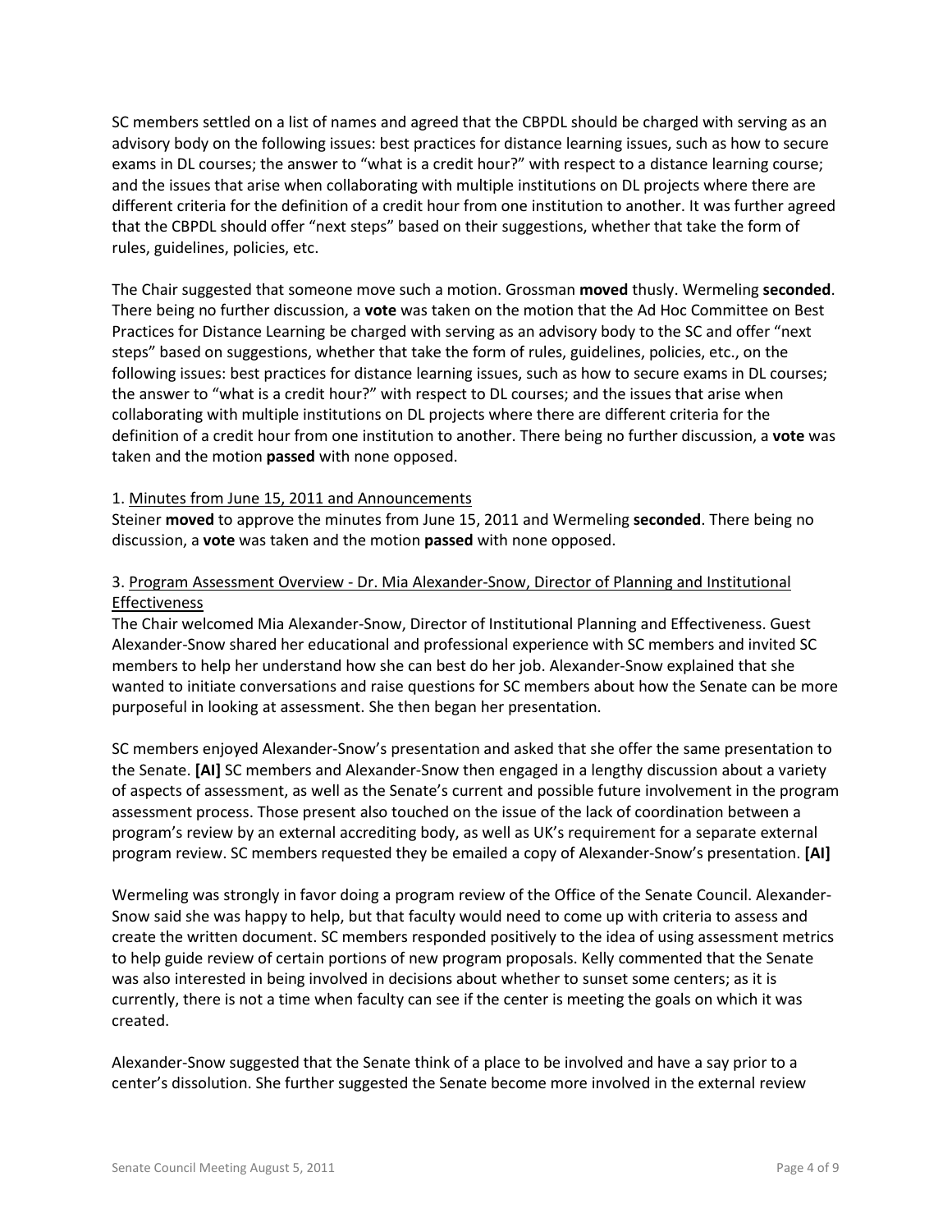SC members settled on a list of names and agreed that the CBPDL should be charged with serving as an advisory body on the following issues: best practices for distance learning issues, such as how to secure exams in DL courses; the answer to "what is a credit hour?" with respect to a distance learning course; and the issues that arise when collaborating with multiple institutions on DL projects where there are different criteria for the definition of a credit hour from one institution to another. It was further agreed that the CBPDL should offer "next steps" based on their suggestions, whether that take the form of rules, guidelines, policies, etc.

The Chair suggested that someone move such a motion. Grossman **moved** thusly. Wermeling **seconded**. There being no further discussion, a **vote** was taken on the motion that the Ad Hoc Committee on Best Practices for Distance Learning be charged with serving as an advisory body to the SC and offer "next steps" based on suggestions, whether that take the form of rules, guidelines, policies, etc., on the following issues: best practices for distance learning issues, such as how to secure exams in DL courses; the answer to "what is a credit hour?" with respect to DL courses; and the issues that arise when collaborating with multiple institutions on DL projects where there are different criteria for the definition of a credit hour from one institution to another. There being no further discussion, a **vote** was taken and the motion **passed** with none opposed.

1. Minutes from June 15, 2011 and Announcements
Steiner **moved** to approve the minutes from June 15, 2011 and Wermeling **seconded**. There being no discussion, a **vote** was taken and the motion **passed** with none opposed.

3. Program Assessment Overview - Dr. Mia Alexander-Snow, Director of Planning and Institutional Effectiveness
The Chair welcomed Mia Alexander-Snow, Director of Institutional Planning and Effectiveness. Guest Alexander-Snow shared her educational and professional experience with SC members and invited SC members to help her understand how she can best do her job. Alexander-Snow explained that she wanted to initiate conversations and raise questions for SC members about how the Senate can be more purposeful in looking at assessment. She then began her presentation.

SC members enjoyed Alexander-Snow's presentation and asked that she offer the same presentation to the Senate. **[AI]** SC members and Alexander-Snow then engaged in a lengthy discussion about a variety of aspects of assessment, as well as the Senate's current and possible future involvement in the program assessment process. Those present also touched on the issue of the lack of coordination between a program's review by an external accrediting body, as well as UK's requirement for a separate external program review. SC members requested they be emailed a copy of Alexander-Snow's presentation. **[AI]**

Wermeling was strongly in favor doing a program review of the Office of the Senate Council. Alexander-Snow said she was happy to help, but that faculty would need to come up with criteria to assess and create the written document. SC members responded positively to the idea of using assessment metrics to help guide review of certain portions of new program proposals. Kelly commented that the Senate was also interested in being involved in decisions about whether to sunset some centers; as it is currently, there is not a time when faculty can see if the center is meeting the goals on which it was created.

Alexander-Snow suggested that the Senate think of a place to be involved and have a say prior to a center's dissolution. She further suggested the Senate become more involved in the external review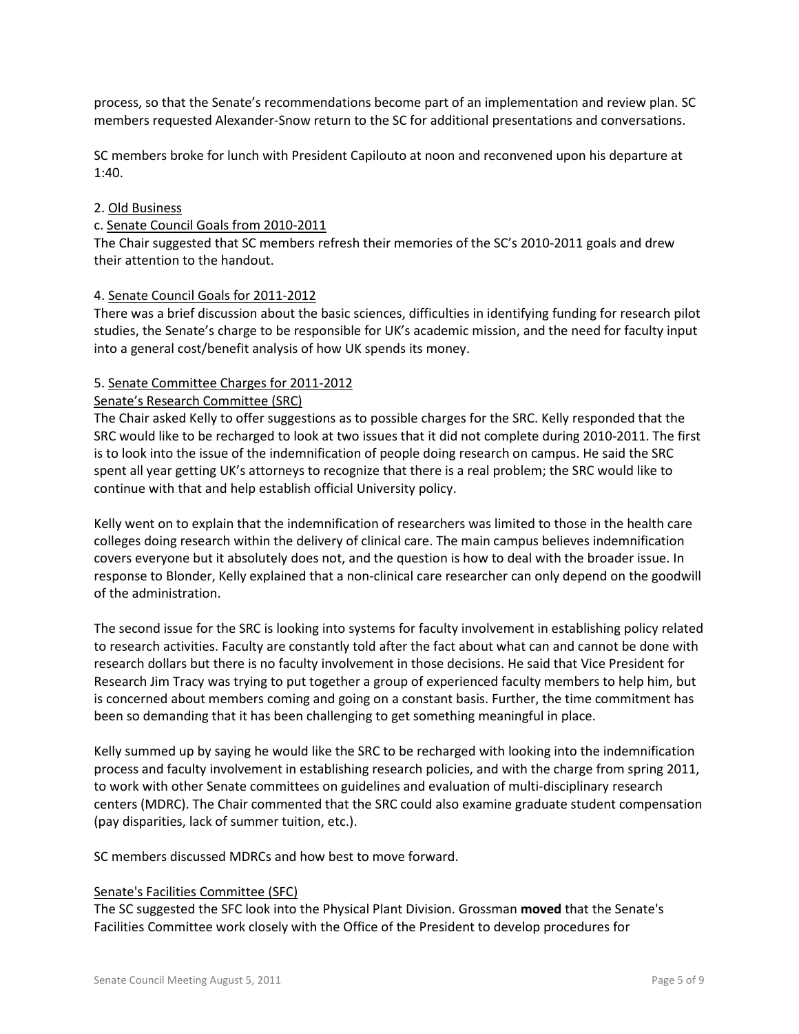process, so that the Senate's recommendations become part of an implementation and review plan. SC members requested Alexander-Snow return to the SC for additional presentations and conversations.

SC members broke for lunch with President Capilouto at noon and reconvened upon his departure at 1:40.

2. Old Business

c. Senate Council Goals from 2010-2011

The Chair suggested that SC members refresh their memories of the SC's 2010-2011 goals and drew their attention to the handout.

4. Senate Council Goals for 2011-2012

There was a brief discussion about the basic sciences, difficulties in identifying funding for research pilot studies, the Senate's charge to be responsible for UK's academic mission, and the need for faculty input into a general cost/benefit analysis of how UK spends its money.

5. Senate Committee Charges for 2011-2012

Senate's Research Committee (SRC)

The Chair asked Kelly to offer suggestions as to possible charges for the SRC. Kelly responded that the SRC would like to be recharged to look at two issues that it did not complete during 2010-2011. The first is to look into the issue of the indemnification of people doing research on campus. He said the SRC spent all year getting UK's attorneys to recognize that there is a real problem; the SRC would like to continue with that and help establish official University policy.

Kelly went on to explain that the indemnification of researchers was limited to those in the health care colleges doing research within the delivery of clinical care. The main campus believes indemnification covers everyone but it absolutely does not, and the question is how to deal with the broader issue. In response to Blonder, Kelly explained that a non-clinical care researcher can only depend on the goodwill of the administration.

The second issue for the SRC is looking into systems for faculty involvement in establishing policy related to research activities. Faculty are constantly told after the fact about what can and cannot be done with research dollars but there is no faculty involvement in those decisions. He said that Vice President for Research Jim Tracy was trying to put together a group of experienced faculty members to help him, but is concerned about members coming and going on a constant basis. Further, the time commitment has been so demanding that it has been challenging to get something meaningful in place.

Kelly summed up by saying he would like the SRC to be recharged with looking into the indemnification process and faculty involvement in establishing research policies, and with the charge from spring 2011, to work with other Senate committees on guidelines and evaluation of multi-disciplinary research centers (MDRC). The Chair commented that the SRC could also examine graduate student compensation (pay disparities, lack of summer tuition, etc.).

SC members discussed MDRCs and how best to move forward.

Senate's Facilities Committee (SFC)

The SC suggested the SFC look into the Physical Plant Division. Grossman **moved** that the Senate's Facilities Committee work closely with the Office of the President to develop procedures for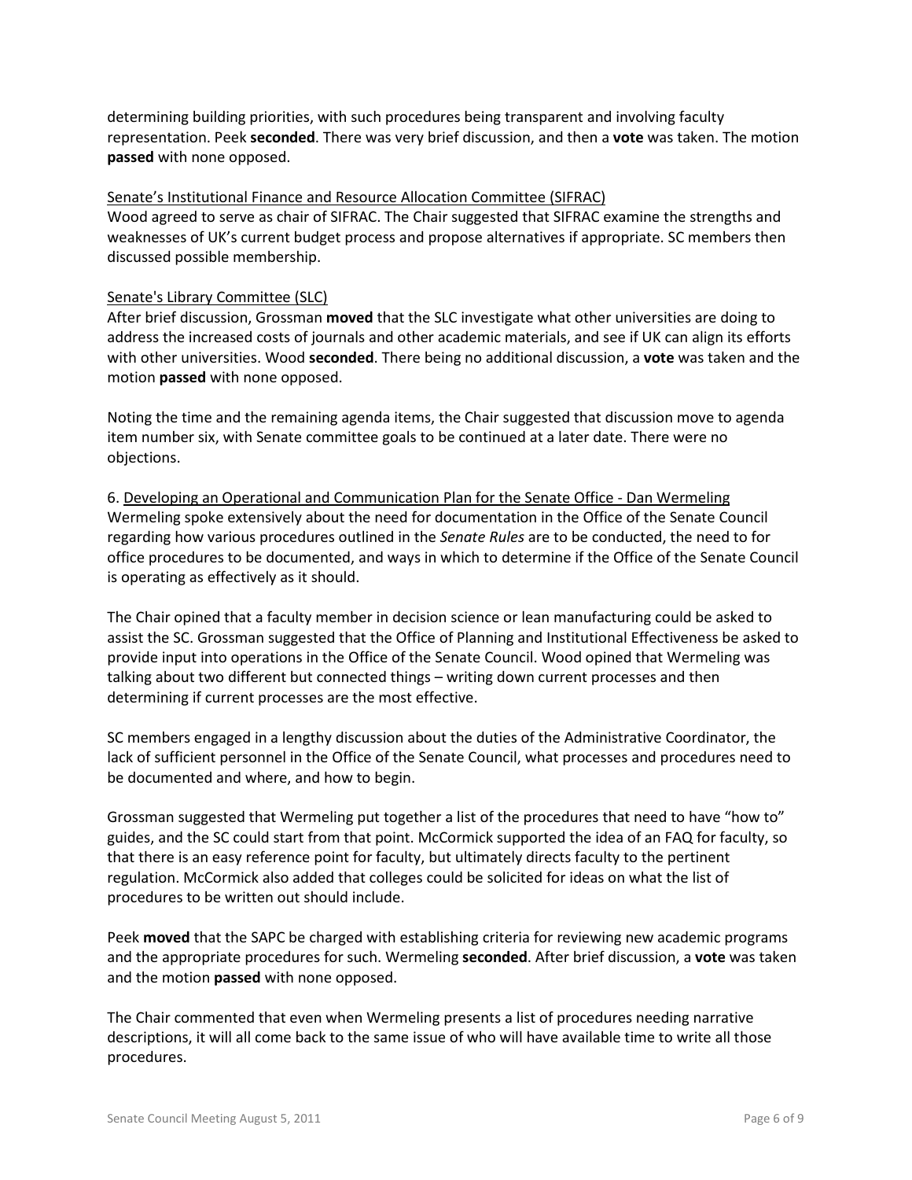determining building priorities, with such procedures being transparent and involving faculty representation. Peek **seconded**. There was very brief discussion, and then a **vote** was taken. The motion **passed** with none opposed.

Senate's Institutional Finance and Resource Allocation Committee (SIFRAC)

Wood agreed to serve as chair of SIFRAC. The Chair suggested that SIFRAC examine the strengths and weaknesses of UK's current budget process and propose alternatives if appropriate. SC members then discussed possible membership.

Senate's Library Committee (SLC)

After brief discussion, Grossman **moved** that the SLC investigate what other universities are doing to address the increased costs of journals and other academic materials, and see if UK can align its efforts with other universities. Wood **seconded**. There being no additional discussion, a **vote** was taken and the motion **passed** with none opposed.

Noting the time and the remaining agenda items, the Chair suggested that discussion move to agenda item number six, with Senate committee goals to be continued at a later date. There were no objections.

6. Developing an Operational and Communication Plan for the Senate Office - Dan Wermeling

Wermeling spoke extensively about the need for documentation in the Office of the Senate Council regarding how various procedures outlined in the *Senate Rules* are to be conducted, the need to for office procedures to be documented, and ways in which to determine if the Office of the Senate Council is operating as effectively as it should.

The Chair opined that a faculty member in decision science or lean manufacturing could be asked to assist the SC. Grossman suggested that the Office of Planning and Institutional Effectiveness be asked to provide input into operations in the Office of the Senate Council. Wood opined that Wermeling was talking about two different but connected things – writing down current processes and then determining if current processes are the most effective.

SC members engaged in a lengthy discussion about the duties of the Administrative Coordinator, the lack of sufficient personnel in the Office of the Senate Council, what processes and procedures need to be documented and where, and how to begin.

Grossman suggested that Wermeling put together a list of the procedures that need to have "how to" guides, and the SC could start from that point. McCormick supported the idea of an FAQ for faculty, so that there is an easy reference point for faculty, but ultimately directs faculty to the pertinent regulation. McCormick also added that colleges could be solicited for ideas on what the list of procedures to be written out should include.

Peek **moved** that the SAPC be charged with establishing criteria for reviewing new academic programs and the appropriate procedures for such. Wermeling **seconded**. After brief discussion, a **vote** was taken and the motion **passed** with none opposed.

The Chair commented that even when Wermeling presents a list of procedures needing narrative descriptions, it will all come back to the same issue of who will have available time to write all those procedures.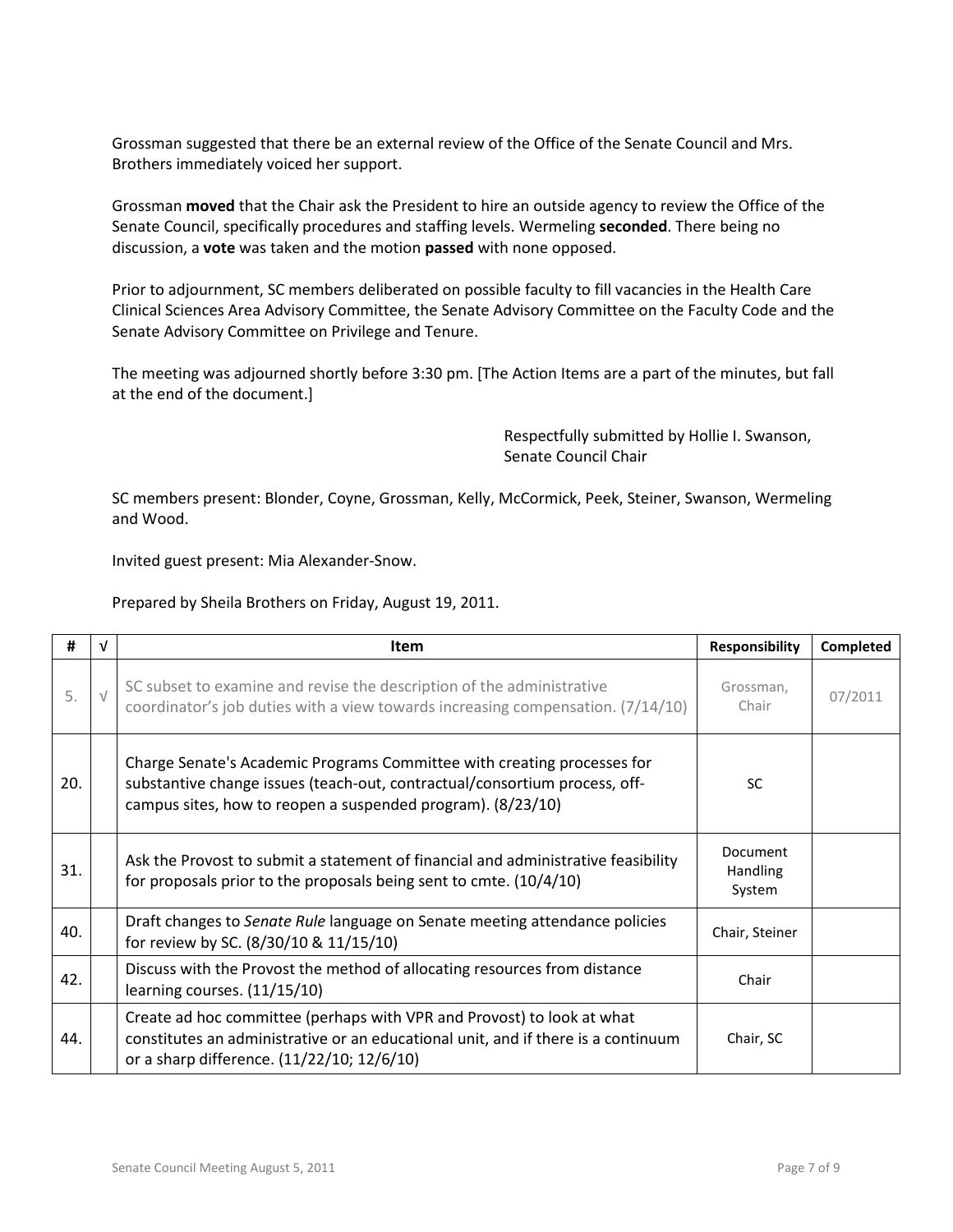Grossman suggested that there be an external review of the Office of the Senate Council and Mrs. Brothers immediately voiced her support.

Grossman **moved** that the Chair ask the President to hire an outside agency to review the Office of the Senate Council, specifically procedures and staffing levels. Wermeling **seconded**. There being no discussion, a **vote** was taken and the motion **passed** with none opposed.

Prior to adjournment, SC members deliberated on possible faculty to fill vacancies in the Health Care Clinical Sciences Area Advisory Committee, the Senate Advisory Committee on the Faculty Code and the Senate Advisory Committee on Privilege and Tenure.

The meeting was adjourned shortly before 3:30 pm. [The Action Items are a part of the minutes, but fall at the end of the document.]

Respectfully submitted by Hollie I. Swanson,
Senate Council Chair

SC members present: Blonder, Coyne, Grossman, Kelly, McCormick, Peek, Steiner, Swanson, Wermeling and Wood.

Invited guest present: Mia Alexander-Snow.

Prepared by Sheila Brothers on Friday, August 19, 2011.

| # | √ | Item | Responsibility | Completed |
|---|---|---|---|---|
| 5. | √ | SC subset to examine and revise the description of the administrative coordinator's job duties with a view towards increasing compensation. (7/14/10) | Grossman, Chair | 07/2011 |
| 20. | | Charge Senate's Academic Programs Committee with creating processes for substantive change issues (teach-out, contractual/consortium process, off-campus sites, how to reopen a suspended program). (8/23/10) | SC | |
| 31. | | Ask the Provost to submit a statement of financial and administrative feasibility for proposals prior to the proposals being sent to cmte. (10/4/10) | Document Handling System | |
| 40. | | Draft changes to *Senate Rule* language on Senate meeting attendance policies for review by SC. (8/30/10 & 11/15/10) | Chair, Steiner | |
| 42. | | Discuss with the Provost the method of allocating resources from distance learning courses. (11/15/10) | Chair | |
| 44. | | Create ad hoc committee (perhaps with VPR and Provost) to look at what constitutes an administrative or an educational unit, and if there is a continuum or a sharp difference. (11/22/10; 12/6/10) | Chair, SC | |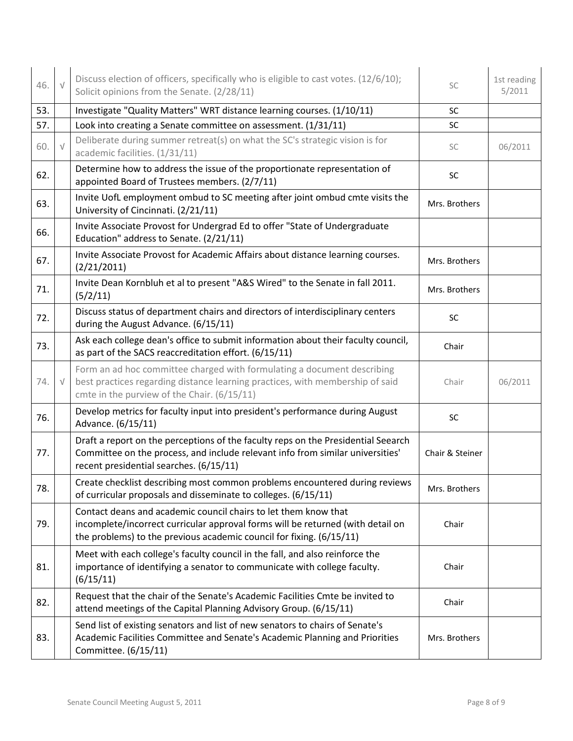| | | | | |
|---|---|---|---|---|
| 46. | √ | Discuss election of officers, specifically who is eligible to cast votes. (12/6/10); Solicit opinions from the Senate. (2/28/11) | SC | 1st reading 5/2011 |
| 53. | | Investigate "Quality Matters" WRT distance learning courses. (1/10/11) | SC | |
| 57. | | Look into creating a Senate committee on assessment. (1/31/11) | SC | |
| 60. | √ | Deliberate during summer retreat(s) on what the SC's strategic vision is for academic facilities. (1/31/11) | SC | 06/2011 |
| 62. | | Determine how to address the issue of the proportionate representation of appointed Board of Trustees members. (2/7/11) | SC | |
| 63. | | Invite UofL employment ombud to SC meeting after joint ombud cmte visits the University of Cincinnati. (2/21/11) | Mrs. Brothers | |
| 66. | | Invite Associate Provost for Undergrad Ed to offer "State of Undergraduate Education" address to Senate. (2/21/11) | | |
| 67. | | Invite Associate Provost for Academic Affairs about distance learning courses. (2/21/2011) | Mrs. Brothers | |
| 71. | | Invite Dean Kornbluh et al to present "A&S Wired" to the Senate in fall 2011. (5/2/11) | Mrs. Brothers | |
| 72. | | Discuss status of department chairs and directors of interdisciplinary centers during the August Advance. (6/15/11) | SC | |
| 73. | | Ask each college dean's office to submit information about their faculty council, as part of the SACS reaccreditation effort. (6/15/11) | Chair | |
| 74. | √ | Form an ad hoc committee charged with formulating a document describing best practices regarding distance learning practices, with membership of said cmte in the purview of the Chair. (6/15/11) | Chair | 06/2011 |
| 76. | | Develop metrics for faculty input into president's performance during August Advance. (6/15/11) | SC | |
| 77. | | Draft a report on the perceptions of the faculty reps on the Presidential Seearch Committee on the process, and include relevant info from similar universities' recent presidential searches. (6/15/11) | Chair & Steiner | |
| 78. | | Create checklist describing most common problems encountered during reviews of curricular proposals and disseminate to colleges. (6/15/11) | Mrs. Brothers | |
| 79. | | Contact deans and academic council chairs to let them know that incomplete/incorrect curricular approval forms will be returned (with detail on the problems) to the previous academic council for fixing. (6/15/11) | Chair | |
| 81. | | Meet with each college's faculty council in the fall, and also reinforce the importance of identifying a senator to communicate with college faculty. (6/15/11) | Chair | |
| 82. | | Request that the chair of the Senate's Academic Facilities Cmte be invited to attend meetings of the Capital Planning Advisory Group. (6/15/11) | Chair | |
| 83. | | Send list of existing senators and list of new senators to chairs of Senate's Academic Facilities Committee and Senate's Academic Planning and Priorities Committee. (6/15/11) | Mrs. Brothers | |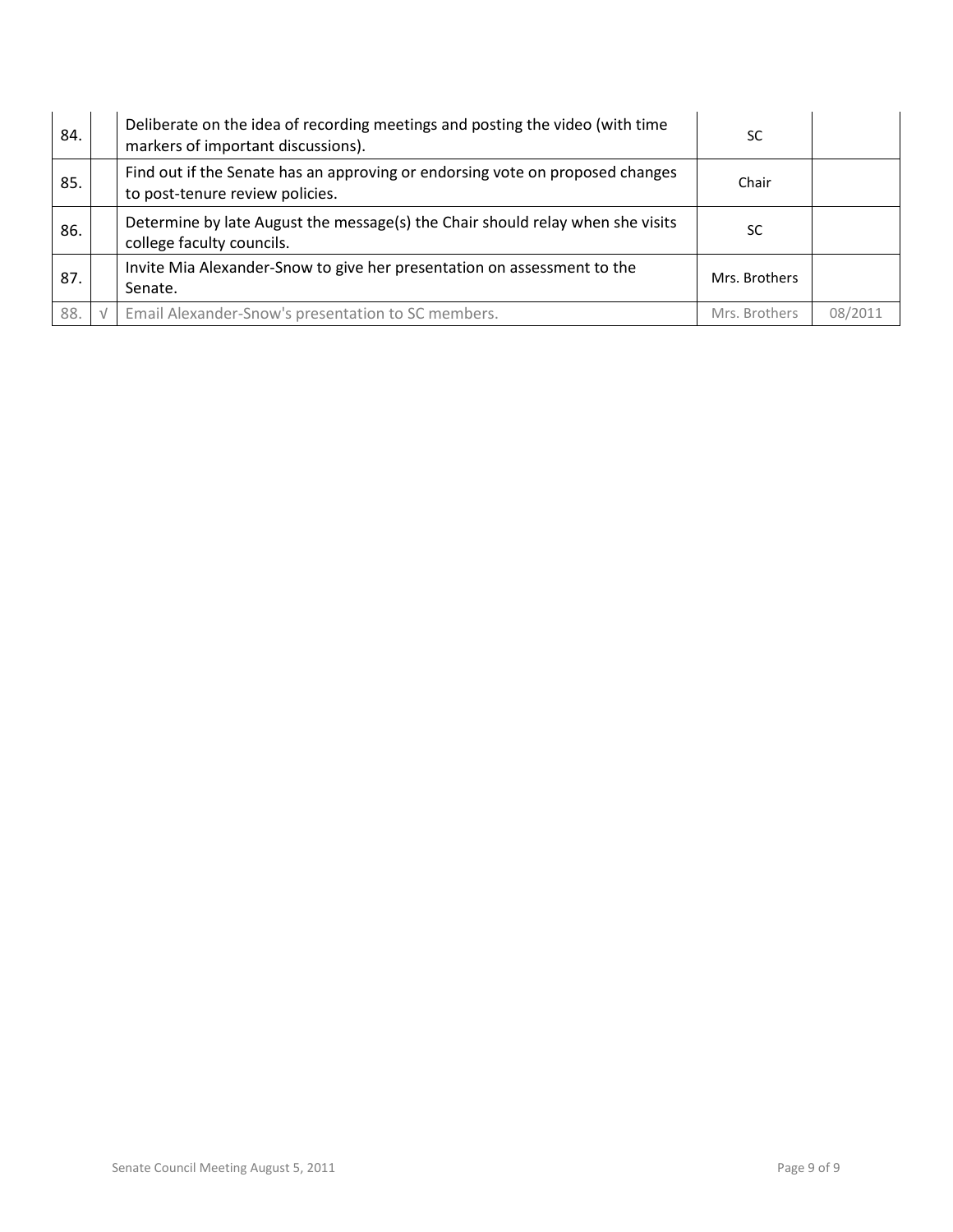| | | | | |
|---|---|---|---|---|
| 84. | | Deliberate on the idea of recording meetings and posting the video (with time markers of important discussions). | SC | |
| 85. | | Find out if the Senate has an approving or endorsing vote on proposed changes to post-tenure review policies. | Chair | |
| 86. | | Determine by late August the message(s) the Chair should relay when she visits college faculty councils. | SC | |
| 87. | | Invite Mia Alexander-Snow to give her presentation on assessment to the Senate. | Mrs. Brothers | |
| 88. | √ | Email Alexander-Snow's presentation to SC members. | Mrs. Brothers | 08/2011 |